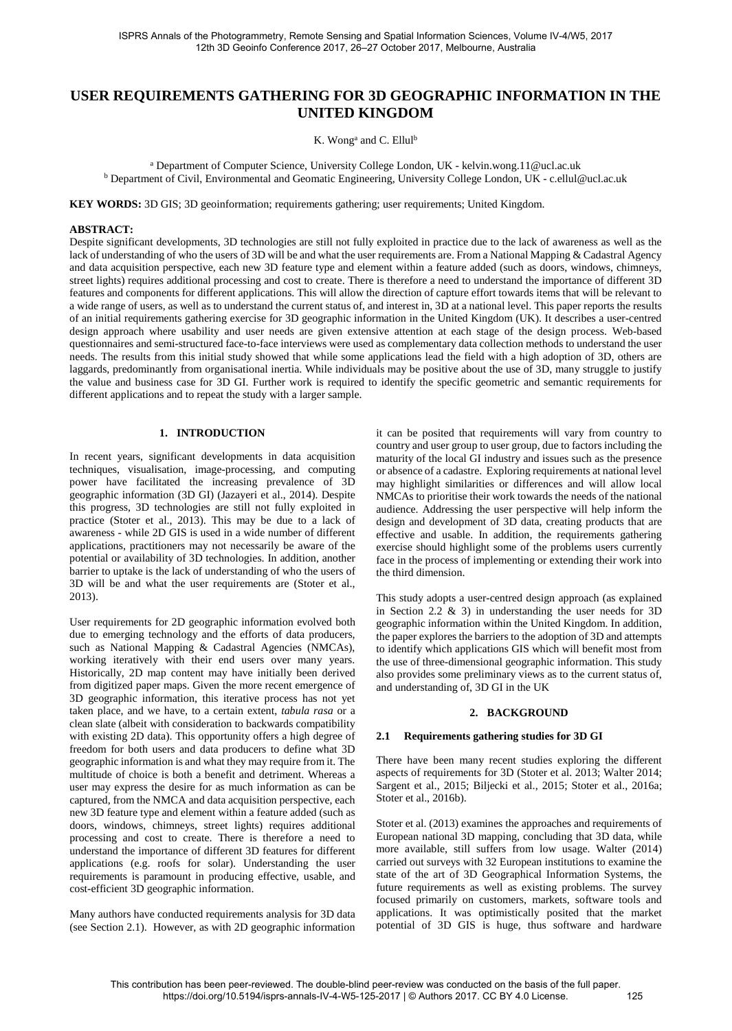# USER REQUIREMENTS GATHERING FOR 3D GEOGRAPHIC INFORMATION IN THE UNITED KINGDOM

K. Wong[a] and C. Ellul[b]

[a] Department of Computer Science, University College London, UK - kelvin.wong.11@ucl.ac.uk
[b] Department of Civil, Environmental and Geomatic Engineering, University College London, UK - c.ellul@ucl.ac.uk

**KEY WORDS:** 3D GIS; 3D geoinformation; requirements gathering; user requirements; United Kingdom.

**ABSTRACT:**

Despite significant developments, 3D technologies are still not fully exploited in practice due to the lack of awareness as well as the lack of understanding of who the users of 3D will be and what the user requirements are. From a National Mapping & Cadastral Agency and data acquisition perspective, each new 3D feature type and element within a feature added (such as doors, windows, chimneys, street lights) requires additional processing and cost to create. There is therefore a need to understand the importance of different 3D features and components for different applications. This will allow the direction of capture effort towards items that will be relevant to a wide range of users, as well as to understand the current status of, and interest in, 3D at a national level. This paper reports the results of an initial requirements gathering exercise for 3D geographic information in the United Kingdom (UK). It describes a user-centred design approach where usability and user needs are given extensive attention at each stage of the design process. Web-based questionnaires and semi-structured face-to-face interviews were used as complementary data collection methods to understand the user needs. The results from this initial study showed that while some applications lead the field with a high adoption of 3D, others are laggards, predominantly from organisational inertia. While individuals may be positive about the use of 3D, many struggle to justify the value and business case for 3D GI. Further work is required to identify the specific geometric and semantic requirements for different applications and to repeat the study with a larger sample.

## 1. INTRODUCTION

In recent years, significant developments in data acquisition techniques, visualisation, image-processing, and computing power have facilitated the increasing prevalence of 3D geographic information (3D GI) (Jazayeri et al., 2014). Despite this progress, 3D technologies are still not fully exploited in practice (Stoter et al., 2013). This may be due to a lack of awareness - while 2D GIS is used in a wide number of different applications, practitioners may not necessarily be aware of the potential or availability of 3D technologies. In addition, another barrier to uptake is the lack of understanding of who the users of 3D will be and what the user requirements are (Stoter et al., 2013).

User requirements for 2D geographic information evolved both due to emerging technology and the efforts of data producers, such as National Mapping & Cadastral Agencies (NMCAs), working iteratively with their end users over many years. Historically, 2D map content may have initially been derived from digitized paper maps. Given the more recent emergence of 3D geographic information, this iterative process has not yet taken place, and we have, to a certain extent, *tabula rasa* or a clean slate (albeit with consideration to backwards compatibility with existing 2D data). This opportunity offers a high degree of freedom for both users and data producers to define what 3D geographic information is and what they may require from it. The multitude of choice is both a benefit and detriment. Whereas a user may express the desire for as much information as can be captured, from the NMCA and data acquisition perspective, each new 3D feature type and element within a feature added (such as doors, windows, chimneys, street lights) requires additional processing and cost to create. There is therefore a need to understand the importance of different 3D features for different applications (e.g. roofs for solar). Understanding the user requirements is paramount in producing effective, usable, and cost-efficient 3D geographic information.

Many authors have conducted requirements analysis for 3D data (see Section 2.1). However, as with 2D geographic information it can be posited that requirements will vary from country to country and user group to user group, due to factors including the maturity of the local GI industry and issues such as the presence or absence of a cadastre. Exploring requirements at national level may highlight similarities or differences and will allow local NMCAs to prioritise their work towards the needs of the national audience. Addressing the user perspective will help inform the design and development of 3D data, creating products that are effective and usable. In addition, the requirements gathering exercise should highlight some of the problems users currently face in the process of implementing or extending their work into the third dimension.

This study adopts a user-centred design approach (as explained in Section 2.2 & 3) in understanding the user needs for 3D geographic information within the United Kingdom. In addition, the paper explores the barriers to the adoption of 3D and attempts to identify which applications GIS which will benefit most from the use of three-dimensional geographic information. This study also provides some preliminary views as to the current status of, and understanding of, 3D GI in the UK

## 2. BACKGROUND

### 2.1 Requirements gathering studies for 3D GI

There have been many recent studies exploring the different aspects of requirements for 3D (Stoter et al. 2013; Walter 2014; Sargent et al., 2015; Biljecki et al., 2015; Stoter et al., 2016a; Stoter et al., 2016b).

Stoter et al. (2013) examines the approaches and requirements of European national 3D mapping, concluding that 3D data, while more available, still suffers from low usage. Walter (2014) carried out surveys with 32 European institutions to examine the state of the art of 3D Geographical Information Systems, the future requirements as well as existing problems. The survey focused primarily on customers, markets, software tools and applications. It was optimistically posited that the market potential of 3D GIS is huge, thus software and hardware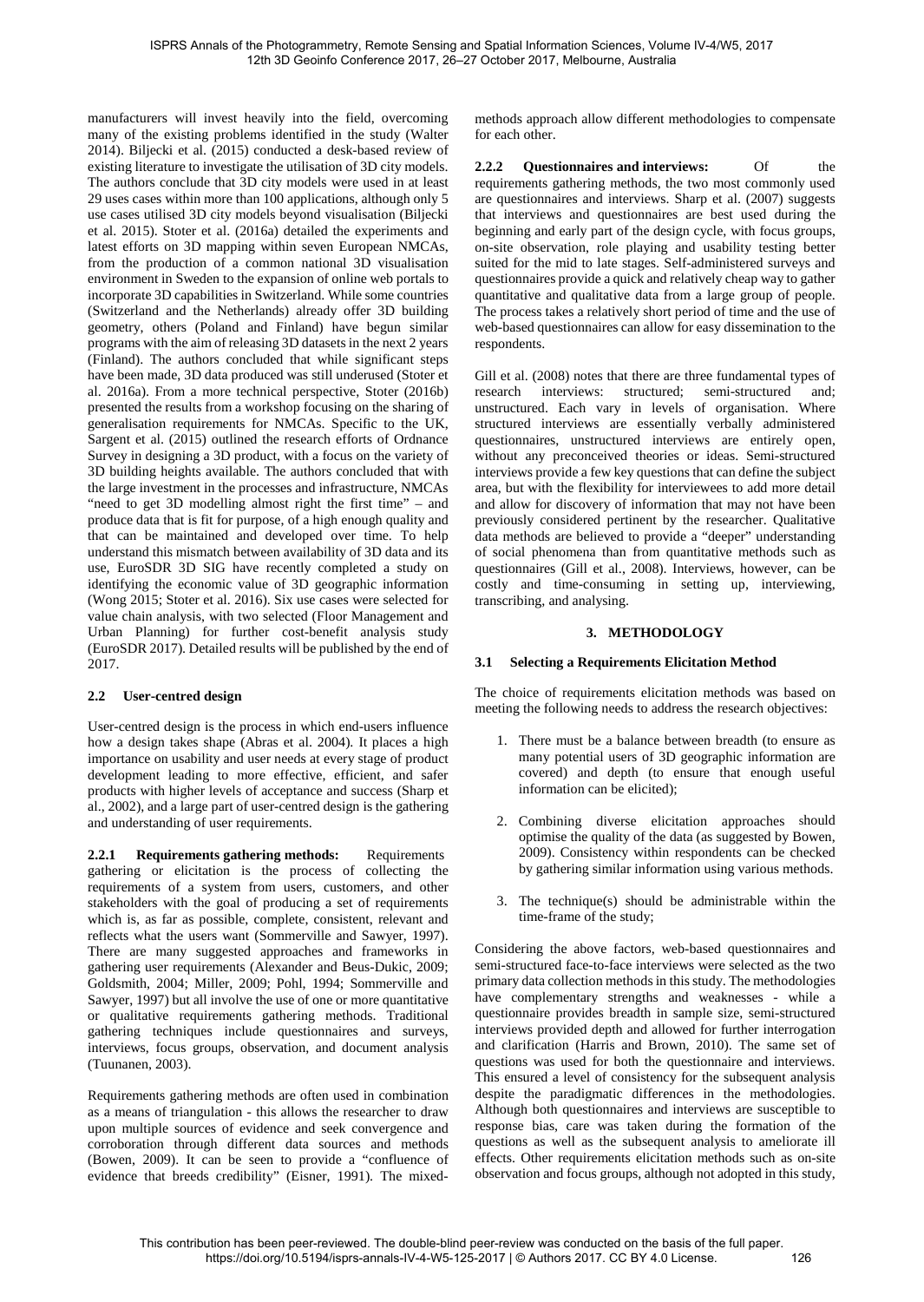manufacturers will invest heavily into the field, overcoming many of the existing problems identified in the study (Walter 2014). Biljecki et al. (2015) conducted a desk-based review of existing literature to investigate the utilisation of 3D city models. The authors conclude that 3D city models were used in at least 29 uses cases within more than 100 applications, although only 5 use cases utilised 3D city models beyond visualisation (Biljecki et al. 2015). Stoter et al. (2016a) detailed the experiments and latest efforts on 3D mapping within seven European NMCAs, from the production of a common national 3D visualisation environment in Sweden to the expansion of online web portals to incorporate 3D capabilities in Switzerland. While some countries (Switzerland and the Netherlands) already offer 3D building geometry, others (Poland and Finland) have begun similar programs with the aim of releasing 3D datasets in the next 2 years (Finland). The authors concluded that while significant steps have been made, 3D data produced was still underused (Stoter et al. 2016a). From a more technical perspective, Stoter (2016b) presented the results from a workshop focusing on the sharing of generalisation requirements for NMCAs. Specific to the UK, Sargent et al. (2015) outlined the research efforts of Ordnance Survey in designing a 3D product, with a focus on the variety of 3D building heights available. The authors concluded that with the large investment in the processes and infrastructure, NMCAs "need to get 3D modelling almost right the first time" – and produce data that is fit for purpose, of a high enough quality and that can be maintained and developed over time. To help understand this mismatch between availability of 3D data and its use, EuroSDR 3D SIG have recently completed a study on identifying the economic value of 3D geographic information (Wong 2015; Stoter et al. 2016). Six use cases were selected for value chain analysis, with two selected (Floor Management and Urban Planning) for further cost-benefit analysis study (EuroSDR 2017). Detailed results will be published by the end of 2017.

## 2.2 User-centred design

User-centred design is the process in which end-users influence how a design takes shape (Abras et al. 2004). It places a high importance on usability and user needs at every stage of product development leading to more effective, efficient, and safer products with higher levels of acceptance and success (Sharp et al., 2002), and a large part of user-centred design is the gathering and understanding of user requirements.

**2.2.1 Requirements gathering methods:** Requirements gathering or elicitation is the process of collecting the requirements of a system from users, customers, and other stakeholders with the goal of producing a set of requirements which is, as far as possible, complete, consistent, relevant and reflects what the users want (Sommerville and Sawyer, 1997). There are many suggested approaches and frameworks in gathering user requirements (Alexander and Beus-Dukic, 2009; Goldsmith, 2004; Miller, 2009; Pohl, 1994; Sommerville and Sawyer, 1997) but all involve the use of one or more quantitative or qualitative requirements gathering methods. Traditional gathering techniques include questionnaires and surveys, interviews, focus groups, observation, and document analysis (Tuunanen, 2003).

Requirements gathering methods are often used in combination as a means of triangulation - this allows the researcher to draw upon multiple sources of evidence and seek convergence and corroboration through different data sources and methods (Bowen, 2009). It can be seen to provide a "confluence of evidence that breeds credibility" (Eisner, 1991). The mixed-methods approach allow different methodologies to compensate for each other.

**2.2.2 Questionnaires and interviews:** Of the requirements gathering methods, the two most commonly used are questionnaires and interviews. Sharp et al. (2007) suggests that interviews and questionnaires are best used during the beginning and early part of the design cycle, with focus groups, on-site observation, role playing and usability testing better suited for the mid to late stages. Self-administered surveys and questionnaires provide a quick and relatively cheap way to gather quantitative and qualitative data from a large group of people. The process takes a relatively short period of time and the use of web-based questionnaires can allow for easy dissemination to the respondents.

Gill et al. (2008) notes that there are three fundamental types of research interviews: structured; semi-structured and; unstructured. Each vary in levels of organisation. Where structured interviews are essentially verbally administered questionnaires, unstructured interviews are entirely open, without any preconceived theories or ideas. Semi-structured interviews provide a few key questions that can define the subject area, but with the flexibility for interviewees to add more detail and allow for discovery of information that may not have been previously considered pertinent by the researcher. Qualitative data methods are believed to provide a "deeper" understanding of social phenomena than from quantitative methods such as questionnaires (Gill et al., 2008). Interviews, however, can be costly and time-consuming in setting up, interviewing, transcribing, and analysing.

# 3. METHODOLOGY

## 3.1 Selecting a Requirements Elicitation Method

The choice of requirements elicitation methods was based on meeting the following needs to address the research objectives:

1. There must be a balance between breadth (to ensure as many potential users of 3D geographic information are covered) and depth (to ensure that enough useful information can be elicited);
2. Combining diverse elicitation approaches should optimise the quality of the data (as suggested by Bowen, 2009). Consistency within respondents can be checked by gathering similar information using various methods.
3. The technique(s) should be administrable within the time-frame of the study;

Considering the above factors, web-based questionnaires and semi-structured face-to-face interviews were selected as the two primary data collection methods in this study. The methodologies have complementary strengths and weaknesses - while a questionnaire provides breadth in sample size, semi-structured interviews provided depth and allowed for further interrogation and clarification (Harris and Brown, 2010). The same set of questions was used for both the questionnaire and interviews. This ensured a level of consistency for the subsequent analysis despite the paradigmatic differences in the methodologies. Although both questionnaires and interviews are susceptible to response bias, care was taken during the formation of the questions as well as the subsequent analysis to ameliorate ill effects. Other requirements elicitation methods such as on-site observation and focus groups, although not adopted in this study,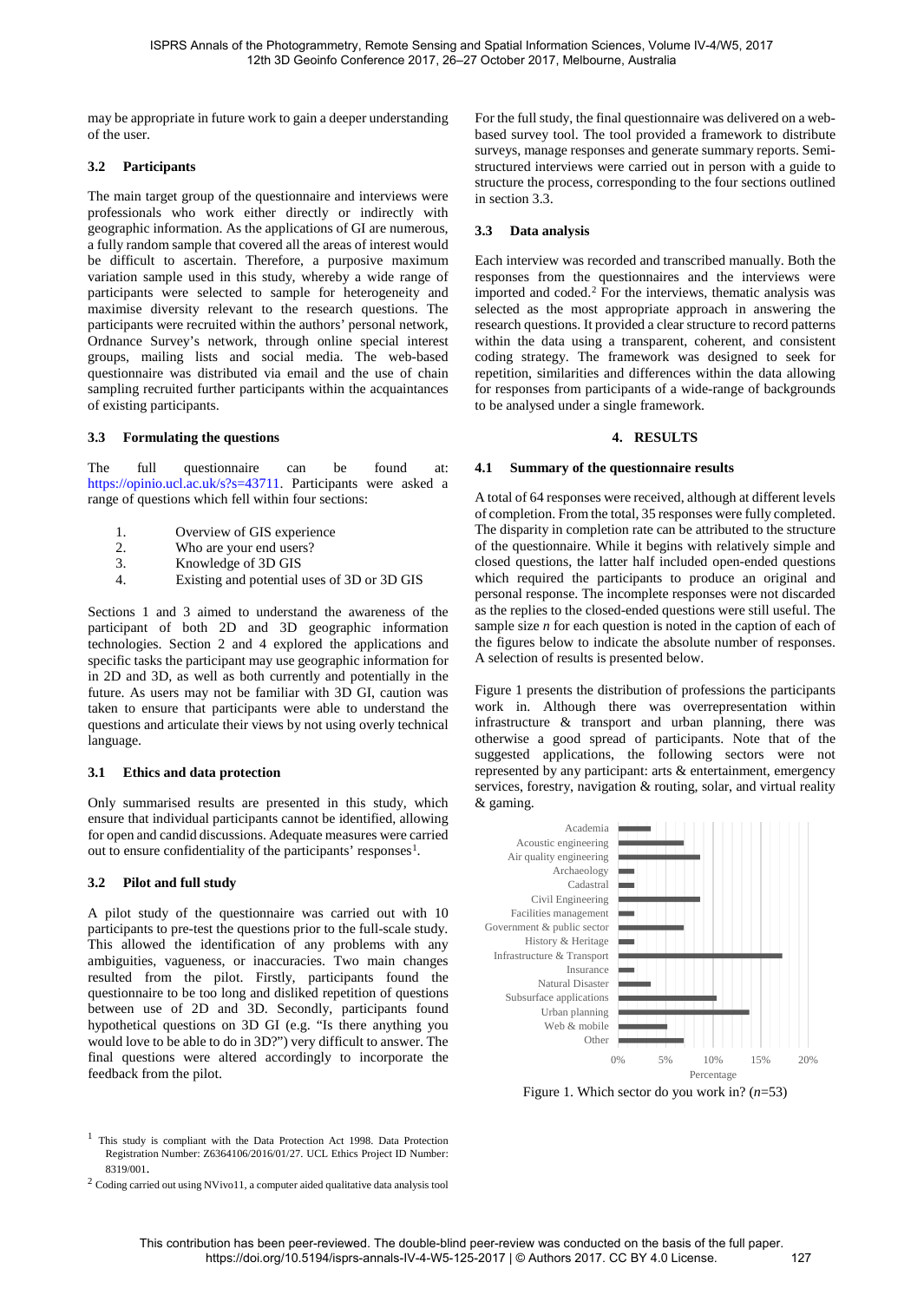may be appropriate in future work to gain a deeper understanding of the user.

### 3.2 Participants

The main target group of the questionnaire and interviews were professionals who work either directly or indirectly with geographic information. As the applications of GI are numerous, a fully random sample that covered all the areas of interest would be difficult to ascertain. Therefore, a purposive maximum variation sample used in this study, whereby a wide range of participants were selected to sample for heterogeneity and maximise diversity relevant to the research questions. The participants were recruited within the authors' personal network, Ordnance Survey's network, through online special interest groups, mailing lists and social media. The web-based questionnaire was distributed via email and the use of chain sampling recruited further participants within the acquaintances of existing participants.

### 3.3 Formulating the questions

The full questionnaire can be found at: https://opinio.ucl.ac.uk/s?s=43711. Participants were asked a range of questions which fell within four sections:

1. Overview of GIS experience
2. Who are your end users?
3. Knowledge of 3D GIS
4. Existing and potential uses of 3D or 3D GIS

Sections 1 and 3 aimed to understand the awareness of the participant of both 2D and 3D geographic information technologies. Section 2 and 4 explored the applications and specific tasks the participant may use geographic information for in 2D and 3D, as well as both currently and potentially in the future. As users may not be familiar with 3D GI, caution was taken to ensure that participants were able to understand the questions and articulate their views by not using overly technical language.

### 3.1 Ethics and data protection

Only summarised results are presented in this study, which ensure that individual participants cannot be identified, allowing for open and candid discussions. Adequate measures were carried out to ensure confidentiality of the participants' responses[1].

### 3.2 Pilot and full study

A pilot study of the questionnaire was carried out with 10 participants to pre-test the questions prior to the full-scale study. This allowed the identification of any problems with any ambiguities, vagueness, or inaccuracies. Two main changes resulted from the pilot. Firstly, participants found the questionnaire to be too long and disliked repetition of questions between use of 2D and 3D. Secondly, participants found hypothetical questions on 3D GI (e.g. "Is there anything you would love to be able to do in 3D?") very difficult to answer. The final questions were altered accordingly to incorporate the feedback from the pilot.

For the full study, the final questionnaire was delivered on a web-based survey tool. The tool provided a framework to distribute surveys, manage responses and generate summary reports. Semi-structured interviews were carried out in person with a guide to structure the process, corresponding to the four sections outlined in section 3.3.

### 3.3 Data analysis

Each interview was recorded and transcribed manually. Both the responses from the questionnaires and the interviews were imported and coded.[2] For the interviews, thematic analysis was selected as the most appropriate approach in answering the research questions. It provided a clear structure to record patterns within the data using a transparent, coherent, and consistent coding strategy. The framework was designed to seek for repetition, similarities and differences within the data allowing for responses from participants of a wide-range of backgrounds to be analysed under a single framework.

## 4. RESULTS

### 4.1 Summary of the questionnaire results

A total of 64 responses were received, although at different levels of completion. From the total, 35 responses were fully completed. The disparity in completion rate can be attributed to the structure of the questionnaire. While it begins with relatively simple and closed questions, the latter half included open-ended questions which required the participants to produce an original and personal response. The incomplete responses were not discarded as the replies to the closed-ended questions were still useful. The sample size *n* for each question is noted in the caption of each of the figures below to indicate the absolute number of responses. A selection of results is presented below.

Figure 1 presents the distribution of professions the participants work in. Although there was overrepresentation within infrastructure & transport and urban planning, there was otherwise a good spread of participants. Note that of the suggested applications, the following sectors were not represented by any participant: arts & entertainment, emergency services, forestry, navigation & routing, solar, and virtual reality & gaming.

Figure 1. Which sector do you work in? ($n$=53)

[1] This study is compliant with the Data Protection Act 1998. Data Protection Registration Number: Z6364106/2016/01/27. UCL Ethics Project ID Number: 8319/001.

[2] Coding carried out using NVivo11, a computer aided qualitative data analysis tool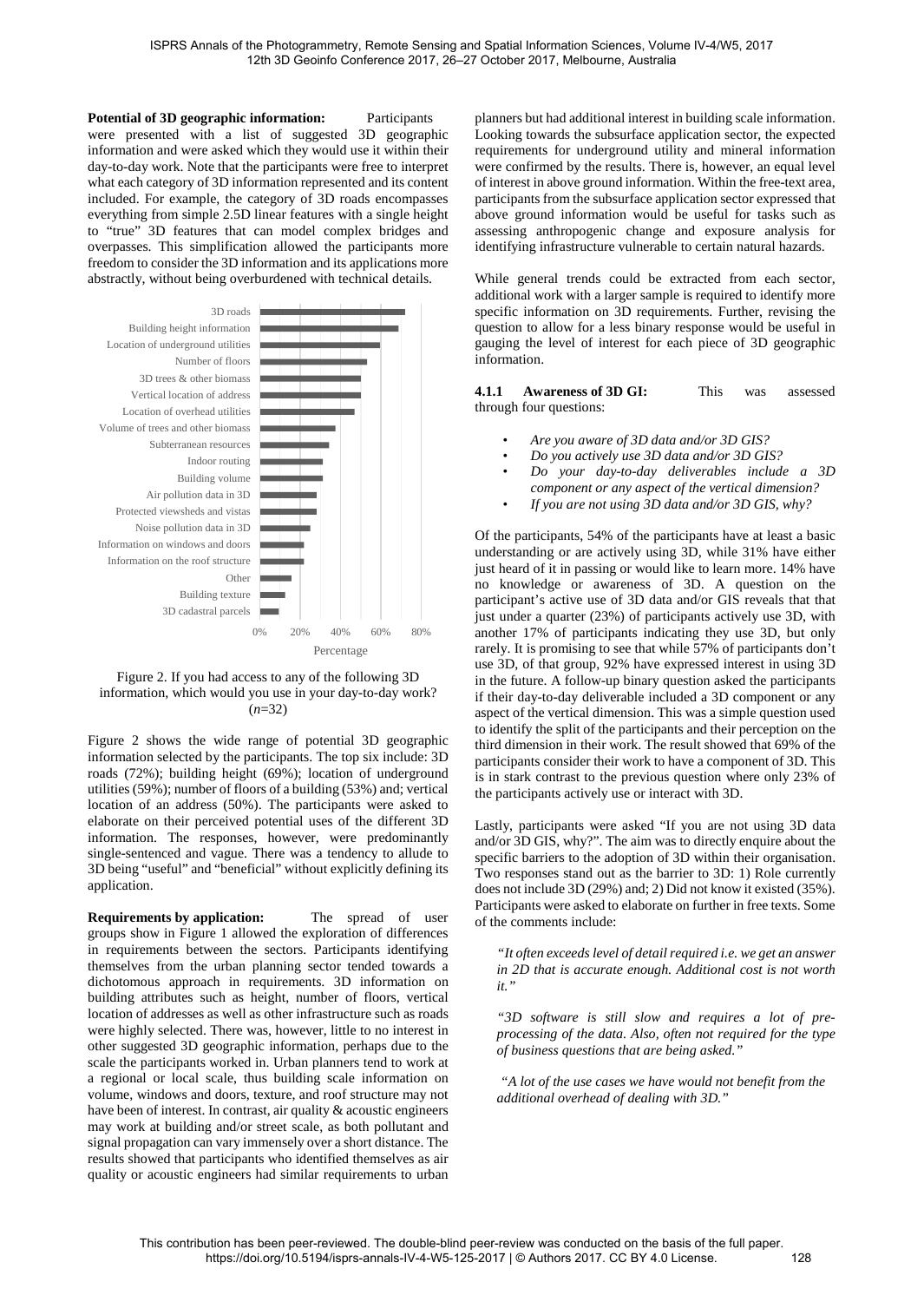**Potential of 3D geographic information:** Participants were presented with a list of suggested 3D geographic information and were asked which they would use it within their day-to-day work. Note that the participants were free to interpret what each category of 3D information represented and its content included. For example, the category of 3D roads encompasses everything from simple 2.5D linear features with a single height to "true" 3D features that can model complex bridges and overpasses. This simplification allowed the participants more freedom to consider the 3D information and its applications more abstractly, without being overburdened with technical details.

Figure 2. If you had access to any of the following 3D information, which would you use in your day-to-day work? ($n$=32)

Figure 2 shows the wide range of potential 3D geographic information selected by the participants. The top six include: 3D roads (72%); building height (69%); location of underground utilities (59%); number of floors of a building (53%) and; vertical location of an address (50%). The participants were asked to elaborate on their perceived potential uses of the different 3D information. The responses, however, were predominantly single-sentenced and vague. There was a tendency to allude to 3D being "useful" and "beneficial" without explicitly defining its application.

**Requirements by application:** The spread of user groups show in Figure 1 allowed the exploration of differences in requirements between the sectors. Participants identifying themselves from the urban planning sector tended towards a dichotomous approach in requirements. 3D information on building attributes such as height, number of floors, vertical location of addresses as well as other infrastructure such as roads were highly selected. There was, however, little to no interest in other suggested 3D geographic information, perhaps due to the scale the participants worked in. Urban planners tend to work at a regional or local scale, thus building scale information on volume, windows and doors, texture, and roof structure may not have been of interest. In contrast, air quality & acoustic engineers may work at building and/or street scale, as both pollutant and signal propagation can vary immensely over a short distance. The results showed that participants who identified themselves as air quality or acoustic engineers had similar requirements to urban planners but had additional interest in building scale information. Looking towards the subsurface application sector, the expected requirements for underground utility and mineral information were confirmed by the results. There is, however, an equal level of interest in above ground information. Within the free-text area, participants from the subsurface application sector expressed that above ground information would be useful for tasks such as assessing anthropogenic change and exposure analysis for identifying infrastructure vulnerable to certain natural hazards.

While general trends could be extracted from each sector, additional work with a larger sample is required to identify more specific information on 3D requirements. Further, revising the question to allow for a less binary response would be useful in gauging the level of interest for each piece of 3D geographic information.

#### 4.1.1 Awareness of 3D GI:

This was assessed through four questions:

- *Are you aware of 3D data and/or 3D GIS?*
- *Do you actively use 3D data and/or 3D GIS?*
- *Do your day-to-day deliverables include a 3D component or any aspect of the vertical dimension?*
- *If you are not using 3D data and/or 3D GIS, why?*

Of the participants, 54% of the participants have at least a basic understanding or are actively using 3D, while 31% have either just heard of it in passing or would like to learn more. 14% have no knowledge or awareness of 3D. A question on the participant's active use of 3D data and/or GIS reveals that that just under a quarter (23%) of participants actively use 3D, with another 17% of participants indicating they use 3D, but only rarely. It is promising to see that while 57% of participants don't use 3D, of that group, 92% have expressed interest in using 3D in the future. A follow-up binary question asked the participants if their day-to-day deliverable included a 3D component or any aspect of the vertical dimension. This was a simple question used to identify the split of the participants and their perception on the third dimension in their work. The result showed that 69% of the participants consider their work to have a component of 3D. This is in stark contrast to the previous question where only 23% of the participants actively use or interact with 3D.

Lastly, participants were asked "If you are not using 3D data and/or 3D GIS, why?". The aim was to directly enquire about the specific barriers to the adoption of 3D within their organisation. Two responses stand out as the barrier to 3D: 1) Role currently does not include 3D (29%) and; 2) Did not know it existed (35%). Participants were asked to elaborate on further in free texts. Some of the comments include:

> *"It often exceeds level of detail required i.e. we get an answer in 2D that is accurate enough. Additional cost is not worth it."*

> *"3D software is still slow and requires a lot of pre-processing of the data. Also, often not required for the type of business questions that are being asked."*

> *"A lot of the use cases we have would not benefit from the additional overhead of dealing with 3D."*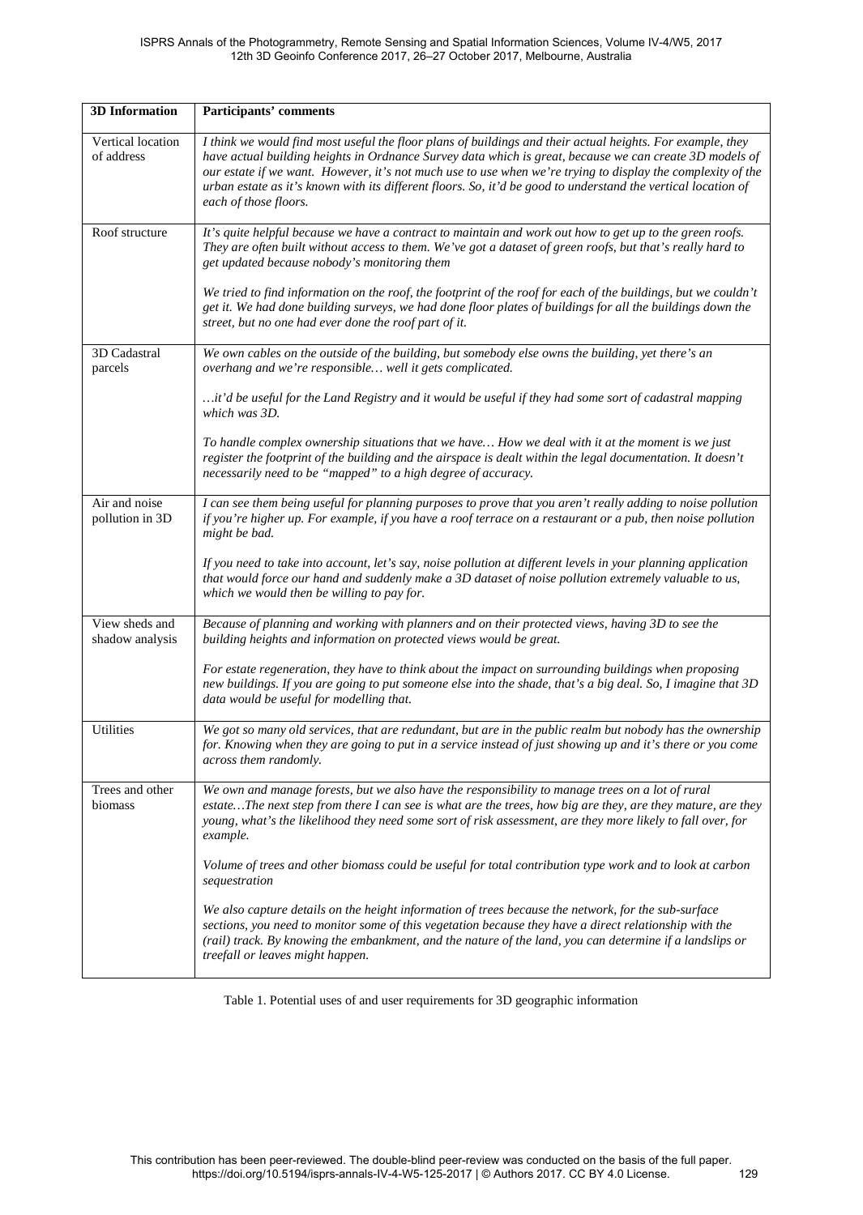| 3D Information | Participants' comments |
|---|---|
| Vertical location of address | *I think we would find most useful the floor plans of buildings and their actual heights. For example, they have actual building heights in Ordnance Survey data which is great, because we can create 3D models of our estate if we want. However, it's not much use to use when we're trying to display the complexity of the urban estate as it's known with its different floors. So, it'd be good to understand the vertical location of each of those floors.* |
| Roof structure | *It's quite helpful because we have a contract to maintain and work out how to get up to the green roofs. They are often built without access to them. We've got a dataset of green roofs, but that's really hard to get updated because nobody's monitoring them*<br><br>*We tried to find information on the roof, the footprint of the roof for each of the buildings, but we couldn't get it. We had done building surveys, we had done floor plates of buildings for all the buildings down the street, but no one had ever done the roof part of it.* |
| 3D Cadastral parcels | *We own cables on the outside of the building, but somebody else owns the building, yet there's an overhang and we're responsible… well it gets complicated.*<br><br>*…it'd be useful for the Land Registry and it would be useful if they had some sort of cadastral mapping which was 3D.*<br><br>*To handle complex ownership situations that we have… How we deal with it at the moment is we just register the footprint of the building and the airspace is dealt within the legal documentation. It doesn't necessarily need to be "mapped" to a high degree of accuracy.* |
| Air and noise pollution in 3D | *I can see them being useful for planning purposes to prove that you aren't really adding to noise pollution if you're higher up. For example, if you have a roof terrace on a restaurant or a pub, then noise pollution might be bad.*<br><br>*If you need to take into account, let's say, noise pollution at different levels in your planning application that would force our hand and suddenly make a 3D dataset of noise pollution extremely valuable to us, which we would then be willing to pay for.* |
| View sheds and shadow analysis | *Because of planning and working with planners and on their protected views, having 3D to see the building heights and information on protected views would be great.*<br><br>*For estate regeneration, they have to think about the impact on surrounding buildings when proposing new buildings. If you are going to put someone else into the shade, that's a big deal. So, I imagine that 3D data would be useful for modelling that.* |
| Utilities | *We got so many old services, that are redundant, but are in the public realm but nobody has the ownership for. Knowing when they are going to put in a service instead of just showing up and it's there or you come across them randomly.* |
| Trees and other biomass | *We own and manage forests, but we also have the responsibility to manage trees on a lot of rural estate…The next step from there I can see is what are the trees, how big are they, are they mature, are they young, what's the likelihood they need some sort of risk assessment, are they more likely to fall over, for example.*<br><br>*Volume of trees and other biomass could be useful for total contribution type work and to look at carbon sequestration*<br><br>*We also capture details on the height information of trees because the network, for the sub-surface sections, you need to monitor some of this vegetation because they have a direct relationship with the (rail) track. By knowing the embankment, and the nature of the land, you can determine if a landslips or treefall or leaves might happen.* |

Table 1. Potential uses of and user requirements for 3D geographic information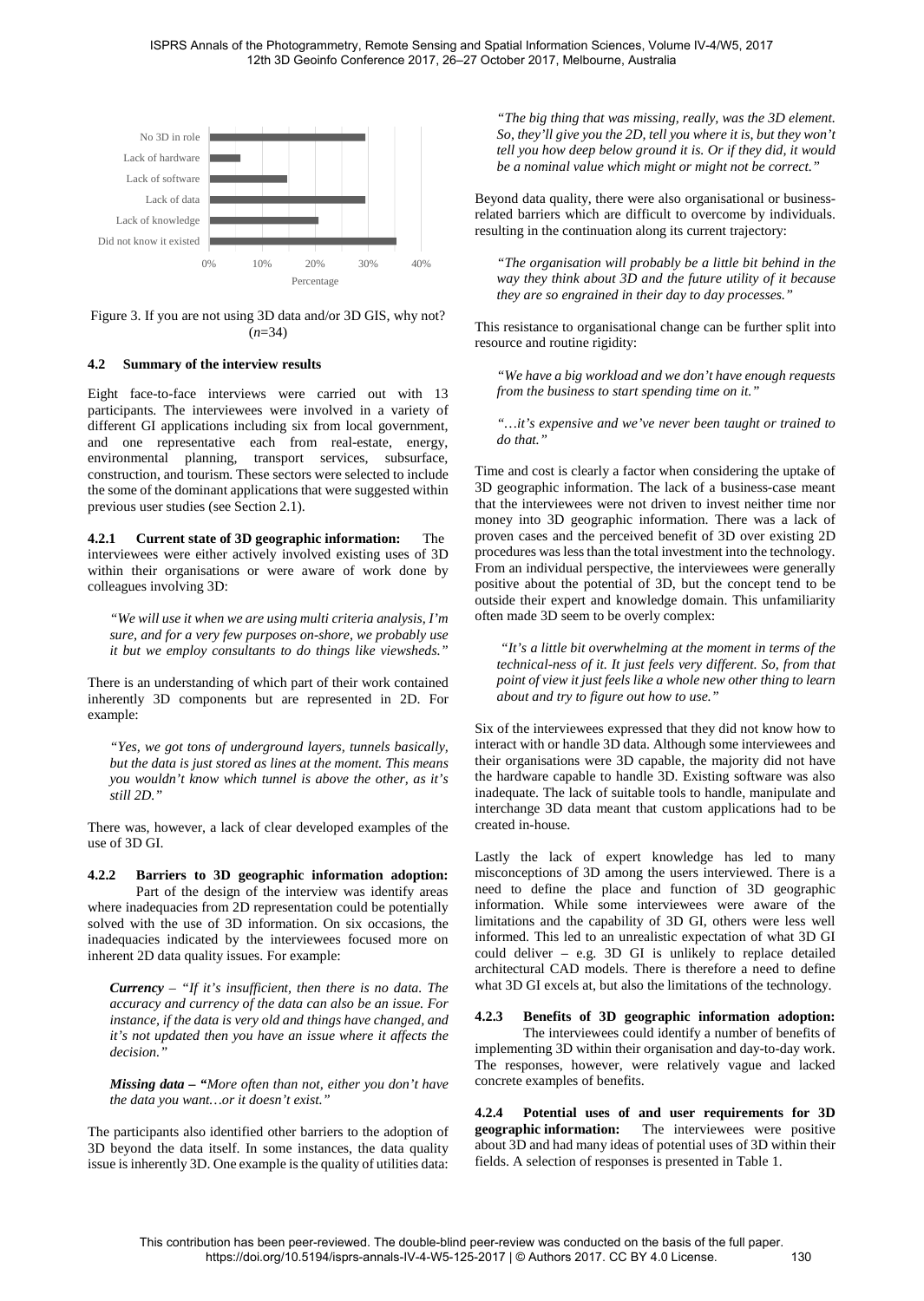Figure 3. If you are not using 3D data and/or 3D GIS, why not? ($n$=34)

### 4.2 Summary of the interview results

Eight face-to-face interviews were carried out with 13 participants. The interviewees were involved in a variety of different GI applications including six from local government, and one representative each from real-estate, energy, environmental planning, transport services, subsurface, construction, and tourism. These sectors were selected to include the some of the dominant applications that were suggested within previous user studies (see Section 2.1).

**4.2.1 Current state of 3D geographic information:** The interviewees were either actively involved existing uses of 3D within their organisations or were aware of work done by colleagues involving 3D:

> *"We will use it when we are using multi criteria analysis, I'm sure, and for a very few purposes on-shore, we probably use it but we employ consultants to do things like viewsheds."*

There is an understanding of which part of their work contained inherently 3D components but are represented in 2D. For example:

> *"Yes, we got tons of underground layers, tunnels basically, but the data is just stored as lines at the moment. This means you wouldn't know which tunnel is above the other, as it's still 2D."*

There was, however, a lack of clear developed examples of the use of 3D GI.

**4.2.2 Barriers to 3D geographic information adoption:** Part of the design of the interview was identify areas where inadequacies from 2D representation could be potentially solved with the use of 3D information. On six occasions, the inadequacies indicated by the interviewees focused more on inherent 2D data quality issues. For example:

> ***Currency*** *– "If it's insufficient, then there is no data. The accuracy and currency of the data can also be an issue. For instance, if the data is very old and things have changed, and it's not updated then you have an issue where it affects the decision."*

> ***Missing data – "****More often than not, either you don't have the data you want…or it doesn't exist."*

The participants also identified other barriers to the adoption of 3D beyond the data itself. In some instances, the data quality issue is inherently 3D. One example is the quality of utilities data:

> *"The big thing that was missing, really, was the 3D element. So, they'll give you the 2D, tell you where it is, but they won't tell you how deep below ground it is. Or if they did, it would be a nominal value which might or might not be correct."*

Beyond data quality, there were also organisational or business-related barriers which are difficult to overcome by individuals. resulting in the continuation along its current trajectory:

> *"The organisation will probably be a little bit behind in the way they think about 3D and the future utility of it because they are so engrained in their day to day processes."*

This resistance to organisational change can be further split into resource and routine rigidity:

> *"We have a big workload and we don't have enough requests from the business to start spending time on it."*

> *"…it's expensive and we've never been taught or trained to do that."*

Time and cost is clearly a factor when considering the uptake of 3D geographic information. The lack of a business-case meant that the interviewees were not driven to invest neither time nor money into 3D geographic information. There was a lack of proven cases and the perceived benefit of 3D over existing 2D procedures was less than the total investment into the technology. From an individual perspective, the interviewees were generally positive about the potential of 3D, but the concept tend to be outside their expert and knowledge domain. This unfamiliarity often made 3D seem to be overly complex:

> *"It's a little bit overwhelming at the moment in terms of the technical-ness of it. It just feels very different. So, from that point of view it just feels like a whole new other thing to learn about and try to figure out how to use."*

Six of the interviewees expressed that they did not know how to interact with or handle 3D data. Although some interviewees and their organisations were 3D capable, the majority did not have the hardware capable to handle 3D. Existing software was also inadequate. The lack of suitable tools to handle, manipulate and interchange 3D data meant that custom applications had to be created in-house.

Lastly the lack of expert knowledge has led to many misconceptions of 3D among the users interviewed. There is a need to define the place and function of 3D geographic information. While some interviewees were aware of the limitations and the capability of 3D GI, others were less well informed. This led to an unrealistic expectation of what 3D GI could deliver – e.g. 3D GI is unlikely to replace detailed architectural CAD models. There is therefore a need to define what 3D GI excels at, but also the limitations of the technology.

**4.2.3 Benefits of 3D geographic information adoption:** The interviewees could identify a number of benefits of implementing 3D within their organisation and day-to-day work. The responses, however, were relatively vague and lacked concrete examples of benefits.

**4.2.4 Potential uses of and user requirements for 3D geographic information:** The interviewees were positive about 3D and had many ideas of potential uses of 3D within their fields. A selection of responses is presented in Table 1.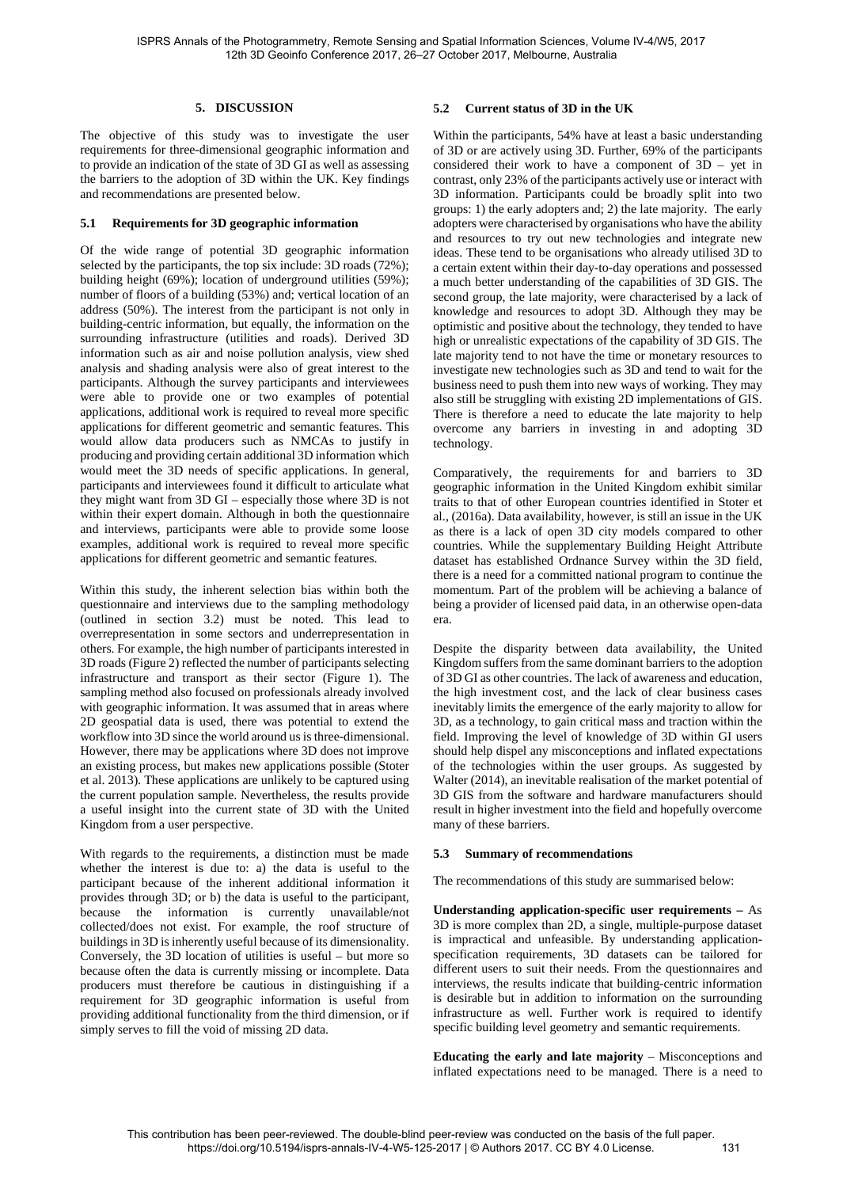## 5. DISCUSSION

The objective of this study was to investigate the user requirements for three-dimensional geographic information and to provide an indication of the state of 3D GI as well as assessing the barriers to the adoption of 3D within the UK. Key findings and recommendations are presented below.

### 5.1 Requirements for 3D geographic information

Of the wide range of potential 3D geographic information selected by the participants, the top six include: 3D roads (72%); building height (69%); location of underground utilities (59%); number of floors of a building (53%) and; vertical location of an address (50%). The interest from the participant is not only in building-centric information, but equally, the information on the surrounding infrastructure (utilities and roads). Derived 3D information such as air and noise pollution analysis, view shed analysis and shading analysis were also of great interest to the participants. Although the survey participants and interviewees were able to provide one or two examples of potential applications, additional work is required to reveal more specific applications for different geometric and semantic features. This would allow data producers such as NMCAs to justify in producing and providing certain additional 3D information which would meet the 3D needs of specific applications. In general, participants and interviewees found it difficult to articulate what they might want from 3D GI – especially those where 3D is not within their expert domain. Although in both the questionnaire and interviews, participants were able to provide some loose examples, additional work is required to reveal more specific applications for different geometric and semantic features.

Within this study, the inherent selection bias within both the questionnaire and interviews due to the sampling methodology (outlined in section 3.2) must be noted. This lead to overrepresentation in some sectors and underrepresentation in others. For example, the high number of participants interested in 3D roads (Figure 2) reflected the number of participants selecting infrastructure and transport as their sector (Figure 1). The sampling method also focused on professionals already involved with geographic information. It was assumed that in areas where 2D geospatial data is used, there was potential to extend the workflow into 3D since the world around us is three-dimensional. However, there may be applications where 3D does not improve an existing process, but makes new applications possible (Stoter et al. 2013). These applications are unlikely to be captured using the current population sample. Nevertheless, the results provide a useful insight into the current state of 3D with the United Kingdom from a user perspective.

With regards to the requirements, a distinction must be made whether the interest is due to: a) the data is useful to the participant because of the inherent additional information it provides through 3D; or b) the data is useful to the participant, because the information is currently unavailable/not collected/does not exist. For example, the roof structure of buildings in 3D is inherently useful because of its dimensionality. Conversely, the 3D location of utilities is useful – but more so because often the data is currently missing or incomplete. Data producers must therefore be cautious in distinguishing if a requirement for 3D geographic information is useful from providing additional functionality from the third dimension, or if simply serves to fill the void of missing 2D data.

### 5.2 Current status of 3D in the UK

Within the participants, 54% have at least a basic understanding of 3D or are actively using 3D. Further, 69% of the participants considered their work to have a component of 3D – yet in contrast, only 23% of the participants actively use or interact with 3D information. Participants could be broadly split into two groups: 1) the early adopters and; 2) the late majority. The early adopters were characterised by organisations who have the ability and resources to try out new technologies and integrate new ideas. These tend to be organisations who already utilised 3D to a certain extent within their day-to-day operations and possessed a much better understanding of the capabilities of 3D GIS. The second group, the late majority, were characterised by a lack of knowledge and resources to adopt 3D. Although they may be optimistic and positive about the technology, they tended to have high or unrealistic expectations of the capability of 3D GIS. The late majority tend to not have the time or monetary resources to investigate new technologies such as 3D and tend to wait for the business need to push them into new ways of working. They may also still be struggling with existing 2D implementations of GIS. There is therefore a need to educate the late majority to help overcome any barriers in investing in and adopting 3D technology.

Comparatively, the requirements for and barriers to 3D geographic information in the United Kingdom exhibit similar traits to that of other European countries identified in Stoter et al., (2016a). Data availability, however, is still an issue in the UK as there is a lack of open 3D city models compared to other countries. While the supplementary Building Height Attribute dataset has established Ordnance Survey within the 3D field, there is a need for a committed national program to continue the momentum. Part of the problem will be achieving a balance of being a provider of licensed paid data, in an otherwise open-data era.

Despite the disparity between data availability, the United Kingdom suffers from the same dominant barriers to the adoption of 3D GI as other countries. The lack of awareness and education, the high investment cost, and the lack of clear business cases inevitably limits the emergence of the early majority to allow for 3D, as a technology, to gain critical mass and traction within the field. Improving the level of knowledge of 3D within GI users should help dispel any misconceptions and inflated expectations of the technologies within the user groups. As suggested by Walter (2014), an inevitable realisation of the market potential of 3D GIS from the software and hardware manufacturers should result in higher investment into the field and hopefully overcome many of these barriers.

### 5.3 Summary of recommendations

The recommendations of this study are summarised below:

**Understanding application-specific user requirements –** As 3D is more complex than 2D, a single, multiple-purpose dataset is impractical and unfeasible. By understanding application-specification requirements, 3D datasets can be tailored for different users to suit their needs. From the questionnaires and interviews, the results indicate that building-centric information is desirable but in addition to information on the surrounding infrastructure as well. Further work is required to identify specific building level geometry and semantic requirements.

**Educating the early and late majority** – Misconceptions and inflated expectations need to be managed. There is a need to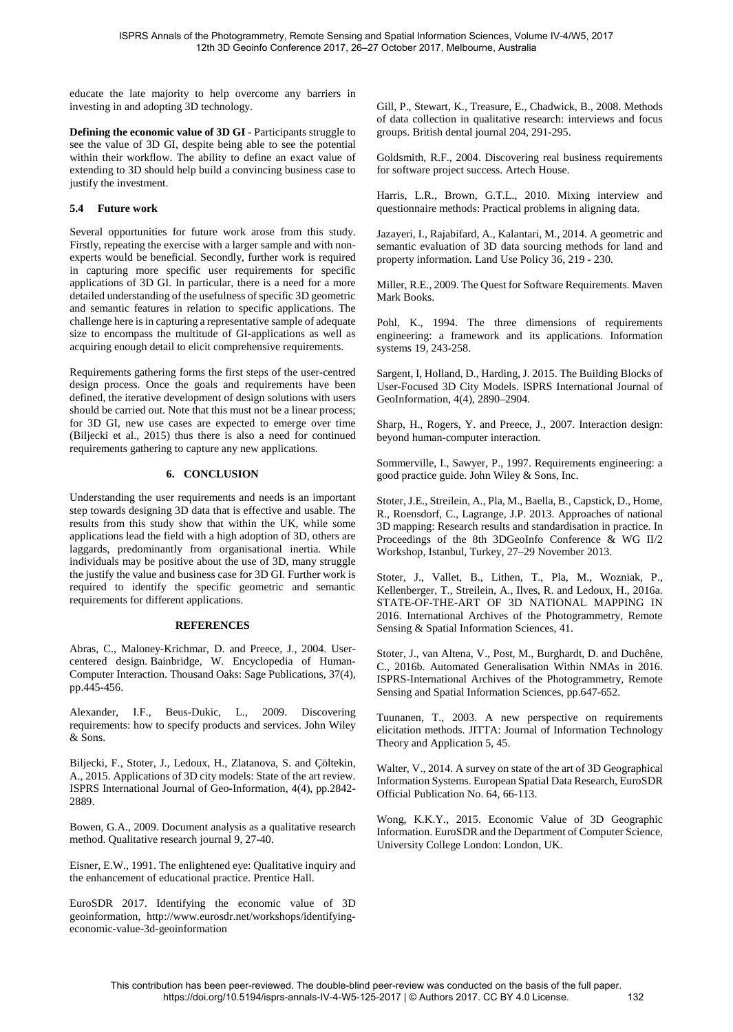educate the late majority to help overcome any barriers in investing in and adopting 3D technology.

**Defining the economic value of 3D GI** - Participants struggle to see the value of 3D GI, despite being able to see the potential within their workflow. The ability to define an exact value of extending to 3D should help build a convincing business case to justify the investment.

### 5.4 Future work

Several opportunities for future work arose from this study. Firstly, repeating the exercise with a larger sample and with non-experts would be beneficial. Secondly, further work is required in capturing more specific user requirements for specific applications of 3D GI. In particular, there is a need for a more detailed understanding of the usefulness of specific 3D geometric and semantic features in relation to specific applications. The challenge here is in capturing a representative sample of adequate size to encompass the multitude of GI-applications as well as acquiring enough detail to elicit comprehensive requirements.

Requirements gathering forms the first steps of the user-centred design process. Once the goals and requirements have been defined, the iterative development of design solutions with users should be carried out. Note that this must not be a linear process; for 3D GI, new use cases are expected to emerge over time (Biljecki et al., 2015) thus there is also a need for continued requirements gathering to capture any new applications.

## 6. CONCLUSION

Understanding the user requirements and needs is an important step towards designing 3D data that is effective and usable. The results from this study show that within the UK, while some applications lead the field with a high adoption of 3D, others are laggards, predominantly from organisational inertia. While individuals may be positive about the use of 3D, many struggle the justify the value and business case for 3D GI. Further work is required to identify the specific geometric and semantic requirements for different applications.

## REFERENCES

Abras, C., Maloney-Krichmar, D. and Preece, J., 2004. User-centered design. Bainbridge, W. Encyclopedia of Human-Computer Interaction. Thousand Oaks: Sage Publications, 37(4), pp.445-456.

Alexander, I.F., Beus-Dukic, L., 2009. Discovering requirements: how to specify products and services. John Wiley & Sons.

Biljecki, F., Stoter, J., Ledoux, H., Zlatanova, S. and Çöltekin, A., 2015. Applications of 3D city models: State of the art review. ISPRS International Journal of Geo-Information, 4(4), pp.2842-2889.

Bowen, G.A., 2009. Document analysis as a qualitative research method. Qualitative research journal 9, 27-40.

Eisner, E.W., 1991. The enlightened eye: Qualitative inquiry and the enhancement of educational practice. Prentice Hall.

EuroSDR 2017. Identifying the economic value of 3D geoinformation, http://www.eurosdr.net/workshops/identifying-economic-value-3d-geoinformation

Gill, P., Stewart, K., Treasure, E., Chadwick, B., 2008. Methods of data collection in qualitative research: interviews and focus groups. British dental journal 204, 291-295.

Goldsmith, R.F., 2004. Discovering real business requirements for software project success. Artech House.

Harris, L.R., Brown, G.T.L., 2010. Mixing interview and questionnaire methods: Practical problems in aligning data.

Jazayeri, I., Rajabifard, A., Kalantari, M., 2014. A geometric and semantic evaluation of 3D data sourcing methods for land and property information. Land Use Policy 36, 219 - 230.

Miller, R.E., 2009. The Quest for Software Requirements. Maven Mark Books.

Pohl, K., 1994. The three dimensions of requirements engineering: a framework and its applications. Information systems 19, 243-258.

Sargent, I, Holland, D., Harding, J. 2015. The Building Blocks of User-Focused 3D City Models. ISPRS International Journal of GeoInformation, 4(4), 2890–2904.

Sharp, H., Rogers, Y. and Preece, J., 2007. Interaction design: beyond human-computer interaction.

Sommerville, I., Sawyer, P., 1997. Requirements engineering: a good practice guide. John Wiley & Sons, Inc.

Stoter, J.E., Streilein, A., Pla, M., Baella, B., Capstick, D., Home, R., Roensdorf, C., Lagrange, J.P. 2013. Approaches of national 3D mapping: Research results and standardisation in practice. In Proceedings of the 8th 3DGeoInfo Conference & WG II/2 Workshop, Istanbul, Turkey, 27–29 November 2013.

Stoter, J., Vallet, B., Lithen, T., Pla, M., Wozniak, P., Kellenberger, T., Streilein, A., Ilves, R. and Ledoux, H., 2016a. STATE-OF-THE-ART OF 3D NATIONAL MAPPING IN 2016. International Archives of the Photogrammetry, Remote Sensing & Spatial Information Sciences, 41.

Stoter, J., van Altena, V., Post, M., Burghardt, D. and Duchêne, C., 2016b. Automated Generalisation Within NMAs in 2016. ISPRS-International Archives of the Photogrammetry, Remote Sensing and Spatial Information Sciences, pp.647-652.

Tuunanen, T., 2003. A new perspective on requirements elicitation methods. JITTA: Journal of Information Technology Theory and Application 5, 45.

Walter, V., 2014. A survey on state of the art of 3D Geographical Information Systems. European Spatial Data Research, EuroSDR Official Publication No. 64, 66-113.

Wong, K.K.Y., 2015. Economic Value of 3D Geographic Information. EuroSDR and the Department of Computer Science, University College London: London, UK.